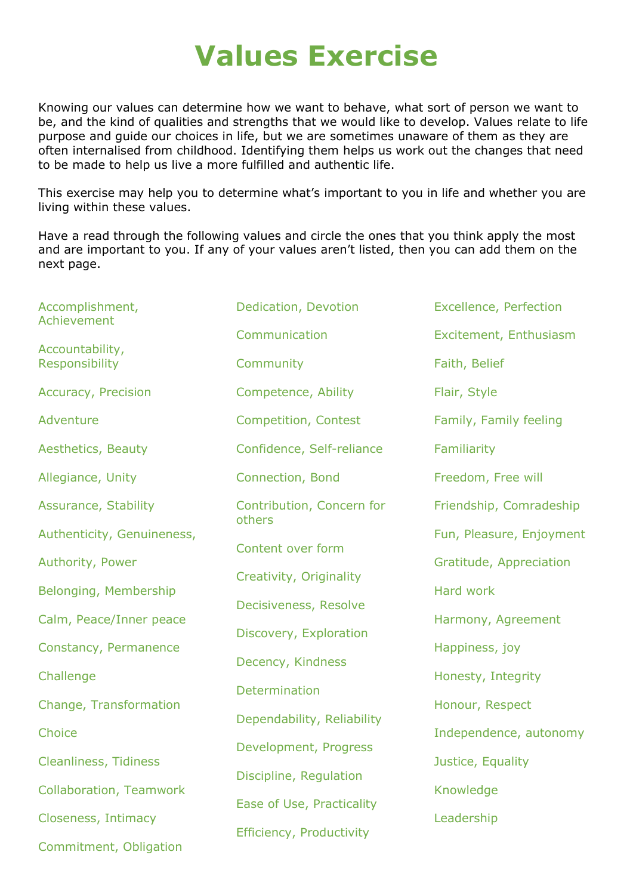# Values Exercise

Knowing our values can determine how we want to behave, what sort of person we want to be, and the kind of qualities and strengths that we would like to develop. Values relate to life purpose and guide our choices in life, but we are sometimes unaware of them as they are often internalised from childhood. Identifying them helps us work out the changes that need to be made to help us live a more fulfilled and authentic life.

This exercise may help you to determine what's important to you in life and whether you are living within these values.

Have a read through the following values and circle the ones that you think apply the most and are important to you. If any of your values aren't listed, then you can add them on the next page.

Accomplishment, Achievement

Accountability, Responsibility

Accuracy, Precision

Adventure

Aesthetics, Beauty

Allegiance, Unity

Assurance, Stability

Authenticity, Genuineness,

Authority, Power

Belonging, Membership

Calm, Peace/Inner peace

Constancy, Permanence

Challenge

Change, Transformation

Choice

Cleanliness, Tidiness

Collaboration, Teamwork

Closeness, Intimacy

Commitment, Obligation

Dedication, Devotion

Communication

Community

Competence, Ability

Competition, Contest

Confidence, Self-reliance

Connection, Bond

Contribution, Concern for others

Content over form

Creativity, Originality

Decisiveness, Resolve

Discovery, Exploration

Decency, Kindness

Determination

Dependability, Reliability

Development, Progress

Discipline, Regulation

Ease of Use, Practicality

Efficiency, Productivity

Excellence, Perfection

Excitement, Enthusiasm

Faith, Belief

Flair, Style

Family, Family feeling

Familiarity

Freedom, Free will

Friendship, Comradeship

Fun, Pleasure, Enjoyment

Gratitude, Appreciation

Hard work

Harmony, Agreement

Happiness, joy

Honesty, Integrity

Honour, Respect

Independence, autonomy

Justice, Equality

Knowledge

Leadership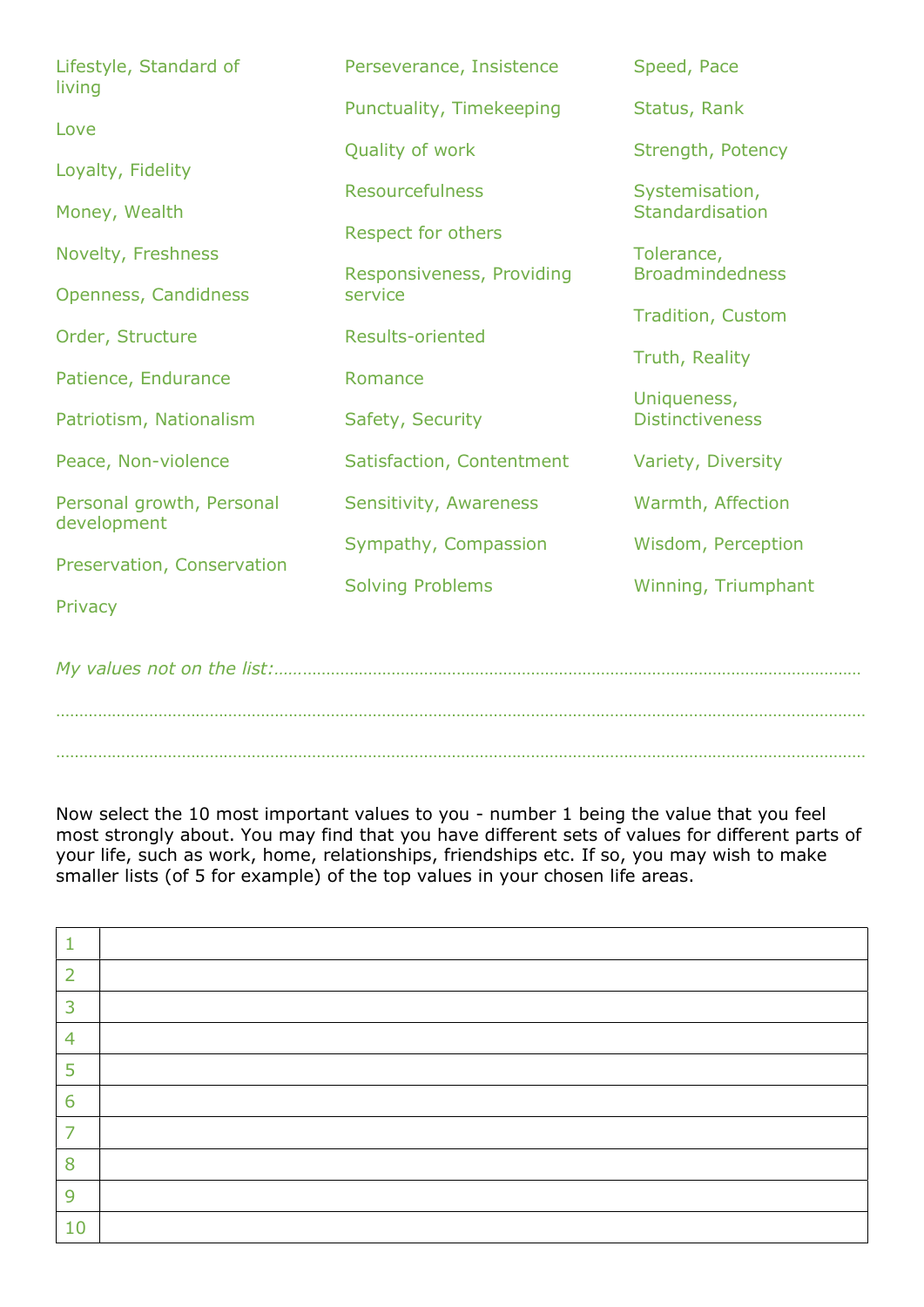Lifestyle, Standard of living

Love

Loyalty, Fidelity

Money, Wealth

Novelty, Freshness

Openness, Candidness

Order, Structure

Patience, Endurance

Patriotism, Nationalism

Peace, Non-violence

Personal growth, Personal development

Preservation, Conservation

Privacy

Perseverance, Insistence

Punctuality, Timekeeping

Quality of work

Resourcefulness

Respect for others

Responsiveness, Providing service

Results-oriented

Romance

Safety, Security

Satisfaction, Contentment

Sensitivity, Awareness

Sympathy, Compassion

Solving Problems

Speed, Pace

Status, Rank

Strength, Potency

Systemisation, Standardisation

Tolerance, Broadmindedness

Tradition, Custom

Truth, Reality

Uniqueness, Distinctiveness

Variety, Diversity

Warmth, Affection

Wisdom, Perception

Winning, Triumphant

*My values not on the list:*……………………………………………………………………………………………………………

…………………………………………………………………………………………………………………………………………………

…………………………………………………………………………………………………………………………………………………

Now select the 10 most important values to you - number 1 being the value that you feel most strongly about. You may find that you have different sets of values for different parts of your life, such as work, home, relationships, friendships etc. If so, you may wish to make smaller lists (of 5 for example) of the top values in your chosen life areas.

| | |
|---|---|
| 1 | |
| 2 | |
| 3 | |
| 4 | |
| 5 | |
| 6 | |
| 7 | |
| 8 | |
| 9 | |
| 10 | |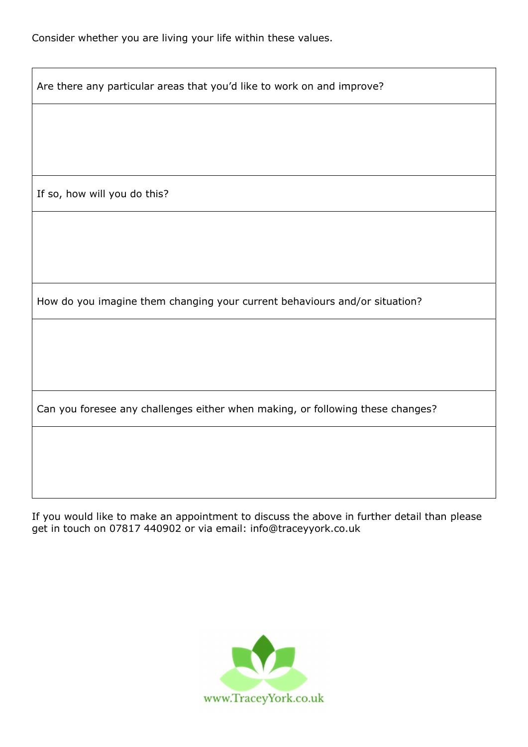Consider whether you are living your life within these values.

| Are there any particular areas that you'd like to work on and improve? |
| --- |
| |
| If so, how will you do this? |
| |
| How do you imagine them changing your current behaviours and/or situation? |
| |
| Can you foresee any challenges either when making, or following these changes? |
| |

If you would like to make an appointment to discuss the above in further detail than please get in touch on 07817 440902 or via email: info@traceyyork.co.uk

www.TraceyYork.co.uk